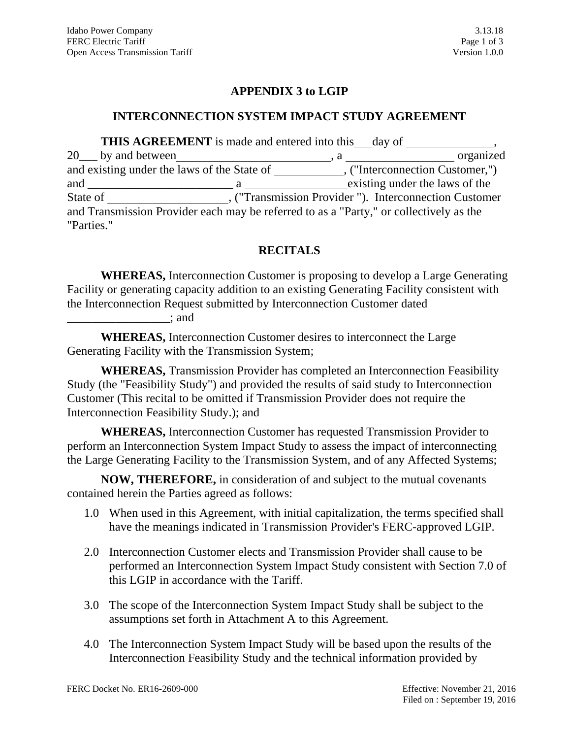# APPENDIX 3 to LGIP

## INTERCONNECTION SYSTEM IMPACT STUDY AGREEMENT

**THIS AGREEMENT** is made and entered into this\_\_\_ day of \_\_\_\_\_\_\_\_\_\_\_\_\_\_\_, 20\_\_\_ by and between\_\_\_\_\_\_\_\_\_\_\_\_\_\_\_\_\_\_\_\_\_\_\_\_\_\_\_, a \_\_\_\_\_\_\_\_\_\_\_\_\_\_\_\_\_\_\_ organized and existing under the laws of the State of \_\_\_\_\_\_\_\_\_\_\_\_, ("Interconnection Customer,") and \_\_\_\_\_\_\_\_\_\_\_\_\_\_\_\_\_\_\_\_\_\_\_\_\_ a \_\_\_\_\_\_\_\_\_\_\_\_\_\_\_\_\_\_existing under the laws of the State of \_\_\_\_\_\_\_\_\_\_\_\_\_\_\_\_\_\_\_\_\_, ("Transmission Provider "). Interconnection Customer and Transmission Provider each may be referred to as a "Party," or collectively as the "Parties."

## RECITALS

**WHEREAS,** Interconnection Customer is proposing to develop a Large Generating Facility or generating capacity addition to an existing Generating Facility consistent with the Interconnection Request submitted by Interconnection Customer dated \_\_\_\_\_\_\_\_\_\_\_\_\_\_\_\_\_\_; and

**WHEREAS,** Interconnection Customer desires to interconnect the Large Generating Facility with the Transmission System;

**WHEREAS,** Transmission Provider has completed an Interconnection Feasibility Study (the "Feasibility Study") and provided the results of said study to Interconnection Customer (This recital to be omitted if Transmission Provider does not require the Interconnection Feasibility Study.); and

**WHEREAS,** Interconnection Customer has requested Transmission Provider to perform an Interconnection System Impact Study to assess the impact of interconnecting the Large Generating Facility to the Transmission System, and of any Affected Systems;

**NOW, THEREFORE,** in consideration of and subject to the mutual covenants contained herein the Parties agreed as follows:

1.0 When used in this Agreement, with initial capitalization, the terms specified shall have the meanings indicated in Transmission Provider's FERC-approved LGIP.

2.0 Interconnection Customer elects and Transmission Provider shall cause to be performed an Interconnection System Impact Study consistent with Section 7.0 of this LGIP in accordance with the Tariff.

3.0 The scope of the Interconnection System Impact Study shall be subject to the assumptions set forth in Attachment A to this Agreement.

4.0 The Interconnection System Impact Study will be based upon the results of the Interconnection Feasibility Study and the technical information provided by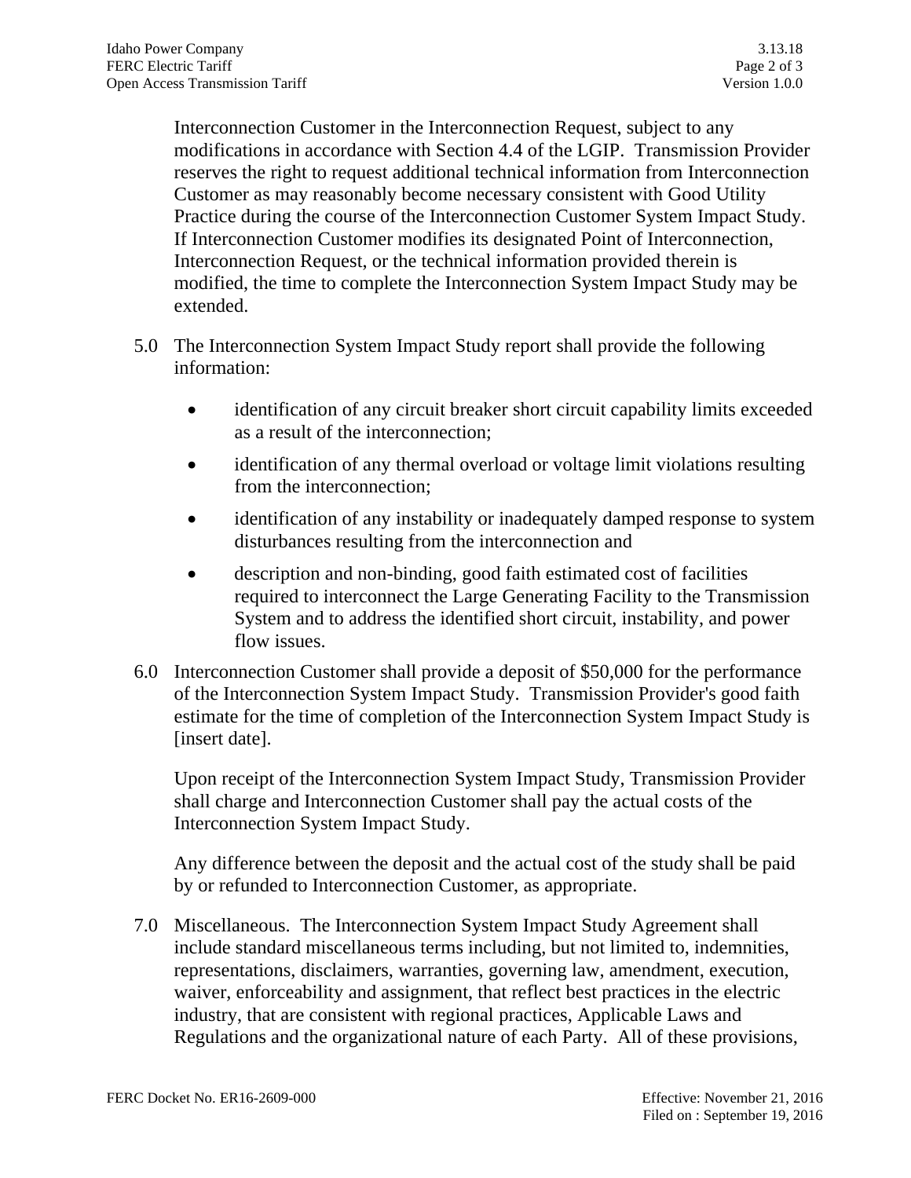Interconnection Customer in the Interconnection Request, subject to any modifications in accordance with Section 4.4 of the LGIP. Transmission Provider reserves the right to request additional technical information from Interconnection Customer as may reasonably become necessary consistent with Good Utility Practice during the course of the Interconnection Customer System Impact Study. If Interconnection Customer modifies its designated Point of Interconnection, Interconnection Request, or the technical information provided therein is modified, the time to complete the Interconnection System Impact Study may be extended.

5.0 The Interconnection System Impact Study report shall provide the following information:

- identification of any circuit breaker short circuit capability limits exceeded as a result of the interconnection;
- identification of any thermal overload or voltage limit violations resulting from the interconnection;
- identification of any instability or inadequately damped response to system disturbances resulting from the interconnection and
- description and non-binding, good faith estimated cost of facilities required to interconnect the Large Generating Facility to the Transmission System and to address the identified short circuit, instability, and power flow issues.

6.0 Interconnection Customer shall provide a deposit of $50,000 for the performance of the Interconnection System Impact Study. Transmission Provider's good faith estimate for the time of completion of the Interconnection System Impact Study is [insert date].

Upon receipt of the Interconnection System Impact Study, Transmission Provider shall charge and Interconnection Customer shall pay the actual costs of the Interconnection System Impact Study.

Any difference between the deposit and the actual cost of the study shall be paid by or refunded to Interconnection Customer, as appropriate.

7.0 Miscellaneous. The Interconnection System Impact Study Agreement shall include standard miscellaneous terms including, but not limited to, indemnities, representations, disclaimers, warranties, governing law, amendment, execution, waiver, enforceability and assignment, that reflect best practices in the electric industry, that are consistent with regional practices, Applicable Laws and Regulations and the organizational nature of each Party. All of these provisions,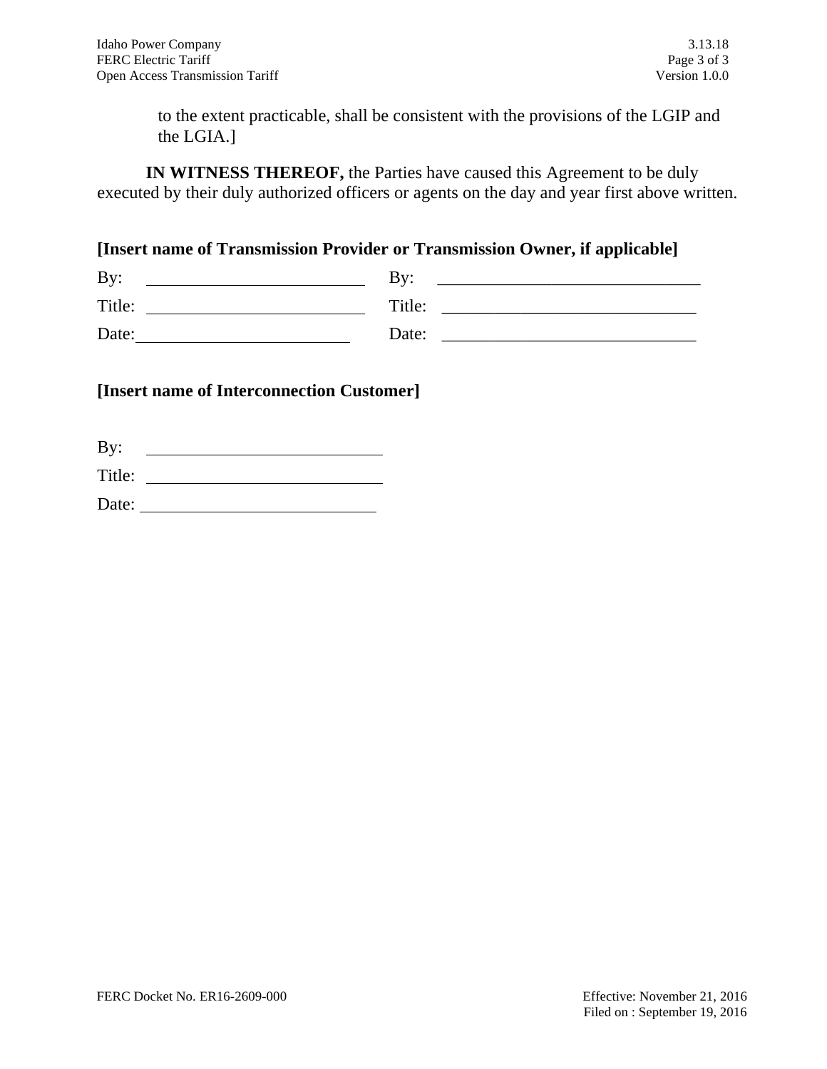to the extent practicable, shall be consistent with the provisions of the LGIP and the LGIA.]

**IN WITNESS THEREOF,** the Parties have caused this Agreement to be duly executed by their duly authorized officers or agents on the day and year first above written.

**[Insert name of Transmission Provider or Transmission Owner, if applicable]**

| | | | |
|---|---|---|---|
| By: | ______________________ | By: | ______________________ |
| Title: | ______________________ | Title: | ______________________ |
| Date: | ______________________ | Date: | ______________________ |

**[Insert name of Interconnection Customer]**

By: ______________________

Title: ______________________

Date: ______________________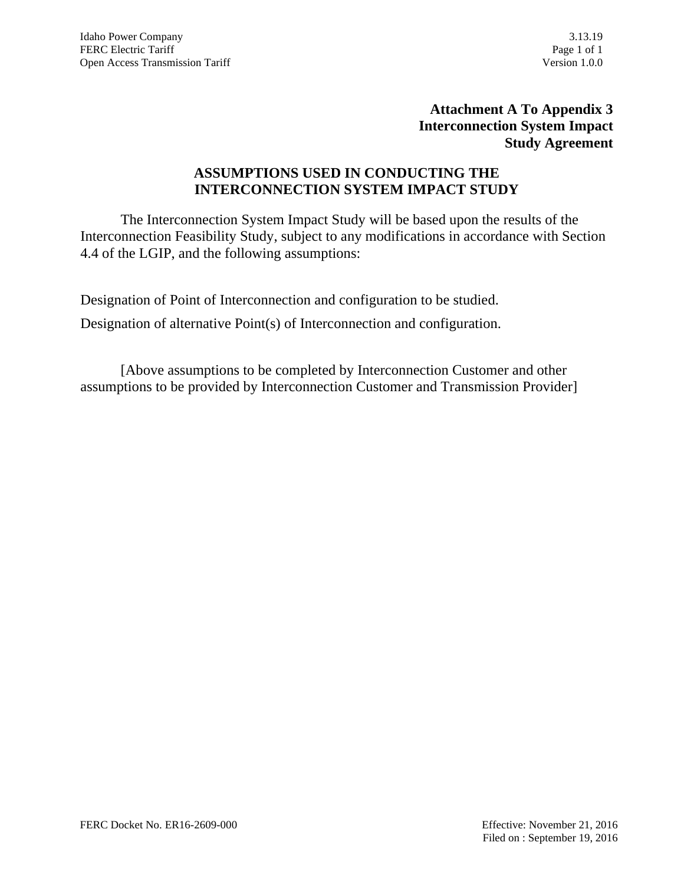**Attachment A To Appendix 3**
**Interconnection System Impact**
**Study Agreement**

## ASSUMPTIONS USED IN CONDUCTING THE INTERCONNECTION SYSTEM IMPACT STUDY

The Interconnection System Impact Study will be based upon the results of the Interconnection Feasibility Study, subject to any modifications in accordance with Section 4.4 of the LGIP, and the following assumptions:

Designation of Point of Interconnection and configuration to be studied.

Designation of alternative Point(s) of Interconnection and configuration.

[Above assumptions to be completed by Interconnection Customer and other assumptions to be provided by Interconnection Customer and Transmission Provider]